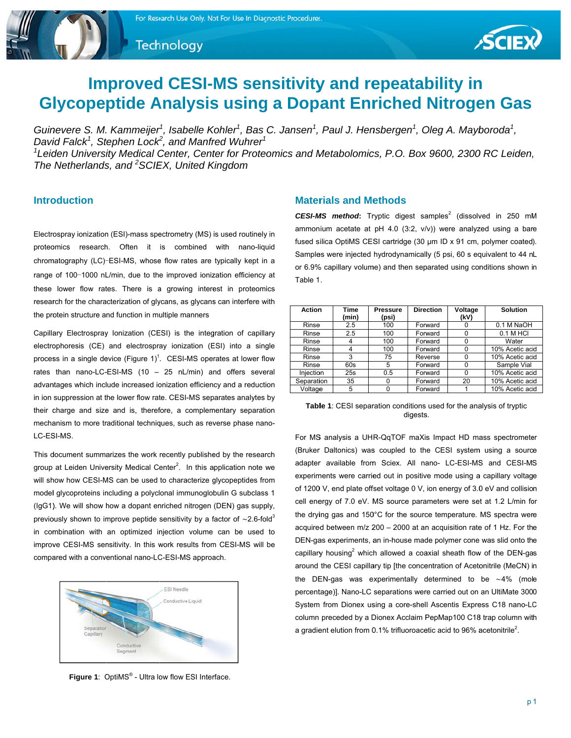# Improved CESI-MS sensitivity and repeatability in Glycopeptide Analysis using a Dopant Enriched Nitrogen Gas

*Guinevere S. M. Kammeijer[1], Isabelle Kohler[1], Bas C. Jansen[1], Paul J. Hensbergen[1], Oleg A. Mayboroda[1], David Falck[1], Stephen Lock[2], and Manfred Wuhrer[1]*
*[1]Leiden University Medical Center, Center for Proteomics and Metabolomics, P.O. Box 9600, 2300 RC Leiden, The Netherlands, and [2]SCIEX, United Kingdom*

## Introduction

Electrospray ionization (ESI)-mass spectrometry (MS) is used routinely in proteomics research. Often it is combined with nano-liquid chromatography (LC)−ESI-MS, whose flow rates are typically kept in a range of 100−1000 nL/min, due to the improved ionization efficiency at these lower flow rates. There is a growing interest in proteomics research for the characterization of glycans, as glycans can interfere with the protein structure and function in multiple manners

Capillary Electrospray Ionization (CESI) is the integration of capillary electrophoresis (CE) and electrospray ionization (ESI) into a single process in a single device (Figure 1)[1]. CESI-MS operates at lower flow rates than nano-LC-ESI-MS (10 – 25 nL/min) and offers several advantages which include increased ionization efficiency and a reduction in ion suppression at the lower flow rate. CESI-MS separates analytes by their charge and size and is, therefore, a complementary separation mechanism to more traditional techniques, such as reverse phase nano-LC-ESI-MS.

This document summarizes the work recently published by the research group at Leiden University Medical Center[2]. In this application note we will show how CESI-MS can be used to characterize glycopeptides from model glycoproteins including a polyclonal immunoglobulin G subclass 1 (IgG1). We will show how a dopant enriched nitrogen (DEN) gas supply, previously shown to improve peptide sensitivity by a factor of ~2.6-fold[3] in combination with an optimized injection volume can be used to improve CESI-MS sensitivity. In this work results from CESI-MS will be compared with a conventional nano-LC-ESI-MS approach.

**Figure 1**: OptiMS® - Ultra low flow ESI Interface.

## Materials and Methods

***CESI-MS method*:** Tryptic digest samples[2] (dissolved in 250 mM ammonium acetate at pH 4.0 (3:2, v/v)) were analyzed using a bare fused silica OptiMS CESI cartridge (30 µm ID x 91 cm, polymer coated). Samples were injected hydrodynamically (5 psi, 60 s equivalent to 44 nL or 6.9% capillary volume) and then separated using conditions shown in Table 1.

| Action | Time (min) | Pressure (psi) | Direction | Voltage (kV) | Solution |
|---|---|---|---|---|---|
| Rinse | 2.5 | 100 | Forward | 0 | 0.1 M NaOH |
| Rinse | 2.5 | 100 | Forward | 0 | 0.1 M HCl |
| Rinse | 4 | 100 | Forward | 0 | Water |
| Rinse | 4 | 100 | Forward | 0 | 10% Acetic acid |
| Rinse | 3 | 75 | Reverse | 0 | 10% Acetic acid |
| Rinse | 60s | 5 | Forward | 0 | Sample Vial |
| Injection | 25s | 0.5 | Forward | 0 | 10% Acetic acid |
| Separation | 35 | 0 | Forward | 20 | 10% Acetic acid |
| Voltage | 5 | 0 | Forward | 1 | 10% Acetic acid |

**Table 1**: CESI separation conditions used for the analysis of tryptic digests.

For MS analysis a UHR-QqTOF maXis Impact HD mass spectrometer (Bruker Daltonics) was coupled to the CESI system using a source adapter available from Sciex. All nano- LC-ESI-MS and CESI-MS experiments were carried out in positive mode using a capillary voltage of 1200 V, end plate offset voltage 0 V, ion energy of 3.0 eV and collision cell energy of 7.0 eV. MS source parameters were set at 1.2 L/min for the drying gas and 150°C for the source temperature. MS spectra were acquired between m/z 200 – 2000 at an acquisition rate of 1 Hz. For the DEN-gas experiments, an in-house made polymer cone was slid onto the capillary housing[2] which allowed a coaxial sheath flow of the DEN-gas around the CESI capillary tip [the concentration of Acetonitrile (MeCN) in the DEN-gas was experimentally determined to be ~4% (mole percentage)]. Nano-LC separations were carried out on an UltiMate 3000 System from Dionex using a core-shell Ascentis Express C18 nano-LC column preceded by a Dionex Acclaim PepMap100 C18 trap column with a gradient elution from 0.1% trifluoroacetic acid to 96% acetonitrile[2].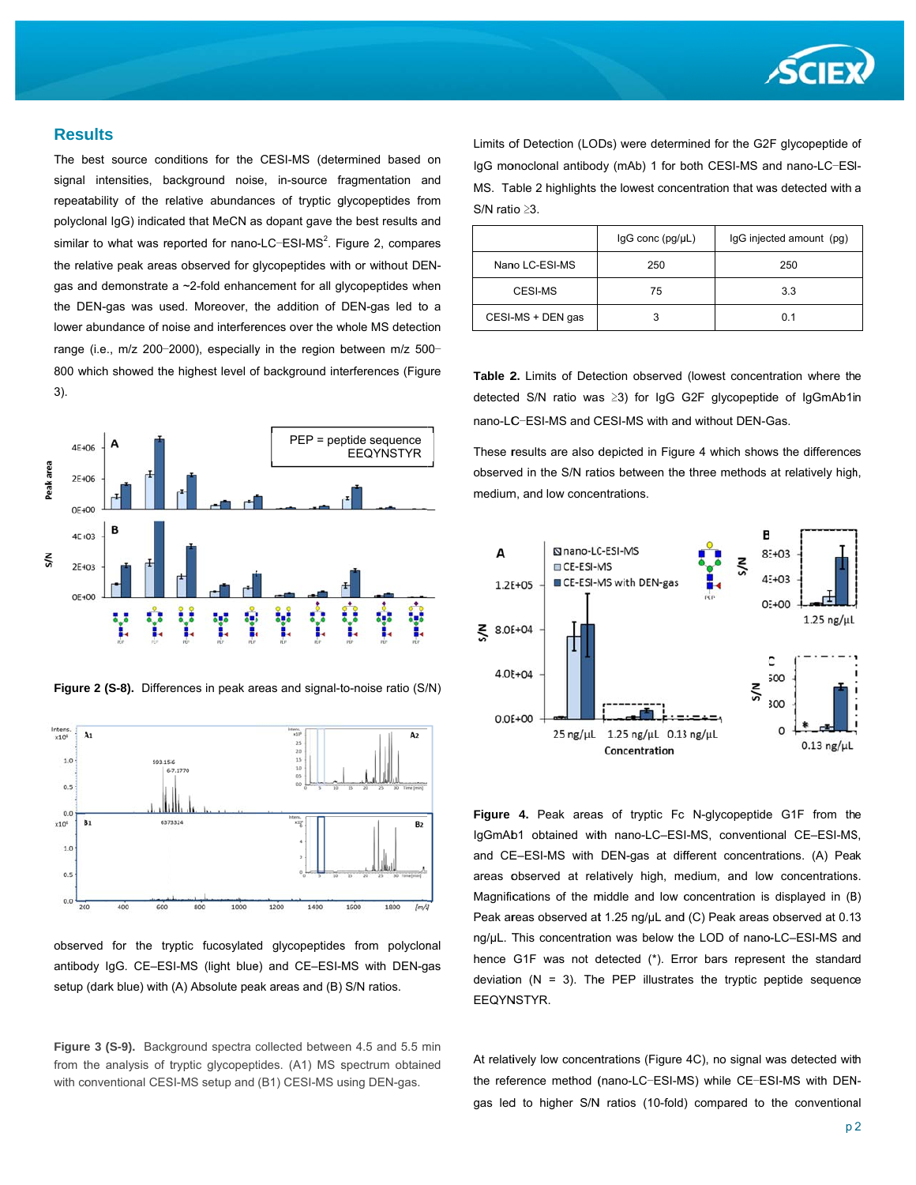## Results

The best source conditions for the CESI-MS (determined based on signal intensities, background noise, in-source fragmentation and repeatability of the relative abundances of tryptic glycopeptides from polyclonal IgG) indicated that MeCN as dopant gave the best results and similar to what was reported for nano-LC–ESI-MS[2]. Figure 2, compares the relative peak areas observed for glycopeptides with or without DEN-gas and demonstrate a ~2-fold enhancement for all glycopeptides when the DEN-gas was used. Moreover, the addition of DEN-gas led to a lower abundance of noise and interferences over the whole MS detection range (i.e., m/z 200–2000), especially in the region between m/z 500–800 which showed the highest level of background interferences (Figure 3).

**Figure 2 (S-8).** Differences in peak areas and signal-to-noise ratio (S/N) observed for the tryptic fucosylated glycopeptides from polyclonal antibody IgG. CE–ESI-MS (light blue) and CE–ESI-MS with DEN-gas setup (dark blue) with (A) Absolute peak areas and (B) S/N ratios.

**Figure 3 (S-9).** Background spectra collected between 4.5 and 5.5 min from the analysis of tryptic glycopeptides. (A1) MS spectrum obtained with conventional CESI-MS setup and (B1) CESI-MS using DEN-gas.

Limits of Detection (LODs) were determined for the G2F glycopeptide of IgG monoclonal antibody (mAb) 1 for both CESI-MS and nano-LC–ESI-MS. Table 2 highlights the lowest concentration that was detected with a S/N ratio ≥3.

| | IgG conc (pg/μL) | IgG injected amount (pg) |
|---|---|---|
| Nano LC-ESI-MS | 250 | 250 |
| CESI-MS | 75 | 3.3 |
| CESI-MS + DEN gas | 3 | 0.1 |

**Table 2.** Limits of Detection observed (lowest concentration where the detected S/N ratio was ≥3) for IgG G2F glycopeptide of IgGmAb1in nano-LC–ESI-MS and CESI-MS with and without DEN-Gas.

These results are also depicted in Figure 4 which shows the differences observed in the S/N ratios between the three methods at relatively high, medium, and low concentrations.

**Figure 4.** Peak areas of tryptic Fc N-glycopeptide G1F from the IgGmAb1 obtained with nano-LC–ESI-MS, conventional CE–ESI-MS, and CE–ESI-MS with DEN-gas at different concentrations. (A) Peak areas observed at relatively high, medium, and low concentrations. Magnifications of the middle and low concentration is displayed in (B) Peak areas observed at 1.25 ng/μL and (C) Peak areas observed at 0.13 ng/μL. This concentration was below the LOD of nano-LC–ESI-MS and hence G1F was not detected (*). Error bars represent the standard deviation (N = 3). The PEP illustrates the tryptic peptide sequence EEQYNSTYR.

At relatively low concentrations (Figure 4C), no signal was detected with the reference method (nano-LC–ESI-MS) while CE–ESI-MS with DEN-gas led to higher S/N ratios (10-fold) compared to the conventional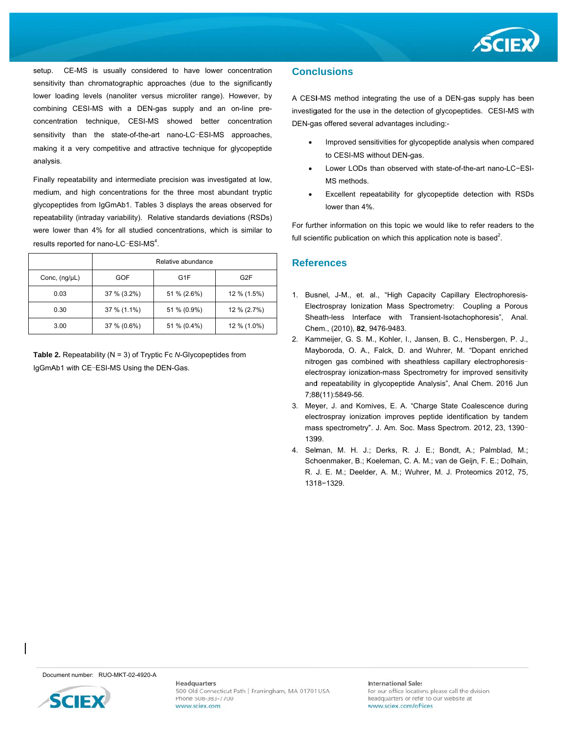setup. CE-MS is usually considered to have lower concentration sensitivity than chromatographic approaches (due to the significantly lower loading levels (nanoliter versus microliter range). However, by combining CESI-MS with a DEN-gas supply and an on-line pre-concentration technique, CESI-MS showed better concentration sensitivity than the state-of-the-art nano-LC–ESI-MS approaches, making it a very competitive and attractive technique for glycopeptide analysis.

Finally repeatability and intermediate precision was investigated at low, medium, and high concentrations for the three most abundant tryptic glycopeptides from IgGmAb1. Tables 3 displays the areas observed for repeatability (intraday variability). Relative standards deviations (RSDs) were lower than 4% for all studied concentrations, which is similar to results reported for nano-LC–ESI-MS[4].

| | Relative abundance | | |
|---|---|---|---|
| Conc, (ng/µL) | GOF | G1F | G2F |
| 0.03 | 37 % (3.2%) | 51 % (2.6%) | 12 % (1.5%) |
| 0.30 | 37 % (1.1%) | 51 % (0.9%) | 12 % (2.7%) |
| 3.00 | 37 % (0.6%) | 51 % (0.4%) | 12 % (1.0%) |

**Table 2.** Repeatability (N = 3) of Tryptic Fc *N*-Glycopeptides from IgGmAb1 with CE–ESI-MS Using the DEN-Gas.

## Conclusions

A CESI-MS method integrating the use of a DEN-gas supply has been investigated for the use in the detection of glycopeptides. CESI-MS with DEN-gas offered several advantages including:-

- Improved sensitivities for glycopeptide analysis when compared to CESI-MS without DEN-gas.
- Lower LODs than observed with state-of-the-art nano-LC−ESI-MS methods.
- Excellent repeatability for glycopeptide detection with RSDs lower than 4%.

For further information on this topic we would like to refer readers to the full scientific publication on which this application note is based[2].

## References

1. Busnel, J-M., et. al., "High Capacity Capillary Electrophoresis-Electrospray Ionization Mass Spectrometry: Coupling a Porous Sheath-less Interface with Transient-Isotachophoresis", Anal. Chem., (2010), **82**, 9476-9483.
2. Kammeijer, G. S. M., Kohler, I., Jansen, B. C., Hensbergen, P. J., Mayboroda, O. A., Falck, D. and Wuhrer, M. "Dopant enriched nitrogen gas combined with sheathless capillary electrophoresis–electrospray ionization-mass Spectrometry for improved sensitivity and repeatability in glycopeptide Analysis", Anal Chem. 2016 Jun 7;88(11):5849-56.
3. Meyer, J. and Komives, E. A. "Charge State Coalescence during electrospray ionization improves peptide identification by tandem mass spectrometry". J. Am. Soc. Mass Spectrom. 2012, 23, 1390–1399.
4. Selman, M. H. J.; Derks, R. J. E.; Bondt, A.; Palmblad, M.; Schoenmaker, B.; Koeleman, C. A. M.; van de Geijn, F. E.; Dolhain, R. J. E. M.; Deelder, A. M.; Wuhrer, M. J. Proteomics 2012, 75, 1318−1329.

Document number: RUO-MKT-02-4920-A

**Headquarters**
500 Old Connecticut Path | Framingham, MA 01701 USA
Phone 508-383-7700
www.sciex.com

**International Sales**
For our office locations please call the division headquarters or refer to our website at
www.sciex.com/offices